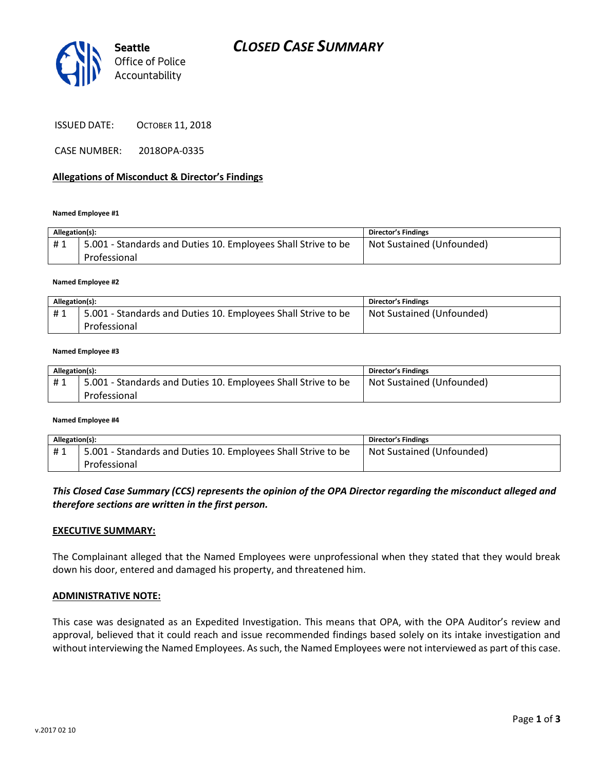Seattle Office of Police Accountability

# CLOSED CASE SUMMARY

ISSUED DATE: OCTOBER 11, 2018

CASE NUMBER: 2018OPA-0335

## Allegations of Misconduct & Director's Findings

**Named Employee #1**

| Allegation(s): | | Director's Findings |
|---|---|---|
| # 1 | 5.001 - Standards and Duties 10. Employees Shall Strive to be Professional | Not Sustained (Unfounded) |

**Named Employee #2**

| Allegation(s): | | Director's Findings |
|---|---|---|
| # 1 | 5.001 - Standards and Duties 10. Employees Shall Strive to be Professional | Not Sustained (Unfounded) |

**Named Employee #3**

| Allegation(s): | | Director's Findings |
|---|---|---|
| # 1 | 5.001 - Standards and Duties 10. Employees Shall Strive to be Professional | Not Sustained (Unfounded) |

**Named Employee #4**

| Allegation(s): | | Director's Findings |
|---|---|---|
| # 1 | 5.001 - Standards and Duties 10. Employees Shall Strive to be Professional | Not Sustained (Unfounded) |

***This Closed Case Summary (CCS) represents the opinion of the OPA Director regarding the misconduct alleged and therefore sections are written in the first person.***

**EXECUTIVE SUMMARY:**

The Complainant alleged that the Named Employees were unprofessional when they stated that they would break down his door, entered and damaged his property, and threatened him.

**ADMINISTRATIVE NOTE:**

This case was designated as an Expedited Investigation. This means that OPA, with the OPA Auditor's review and approval, believed that it could reach and issue recommended findings based solely on its intake investigation and without interviewing the Named Employees. As such, the Named Employees were not interviewed as part of this case.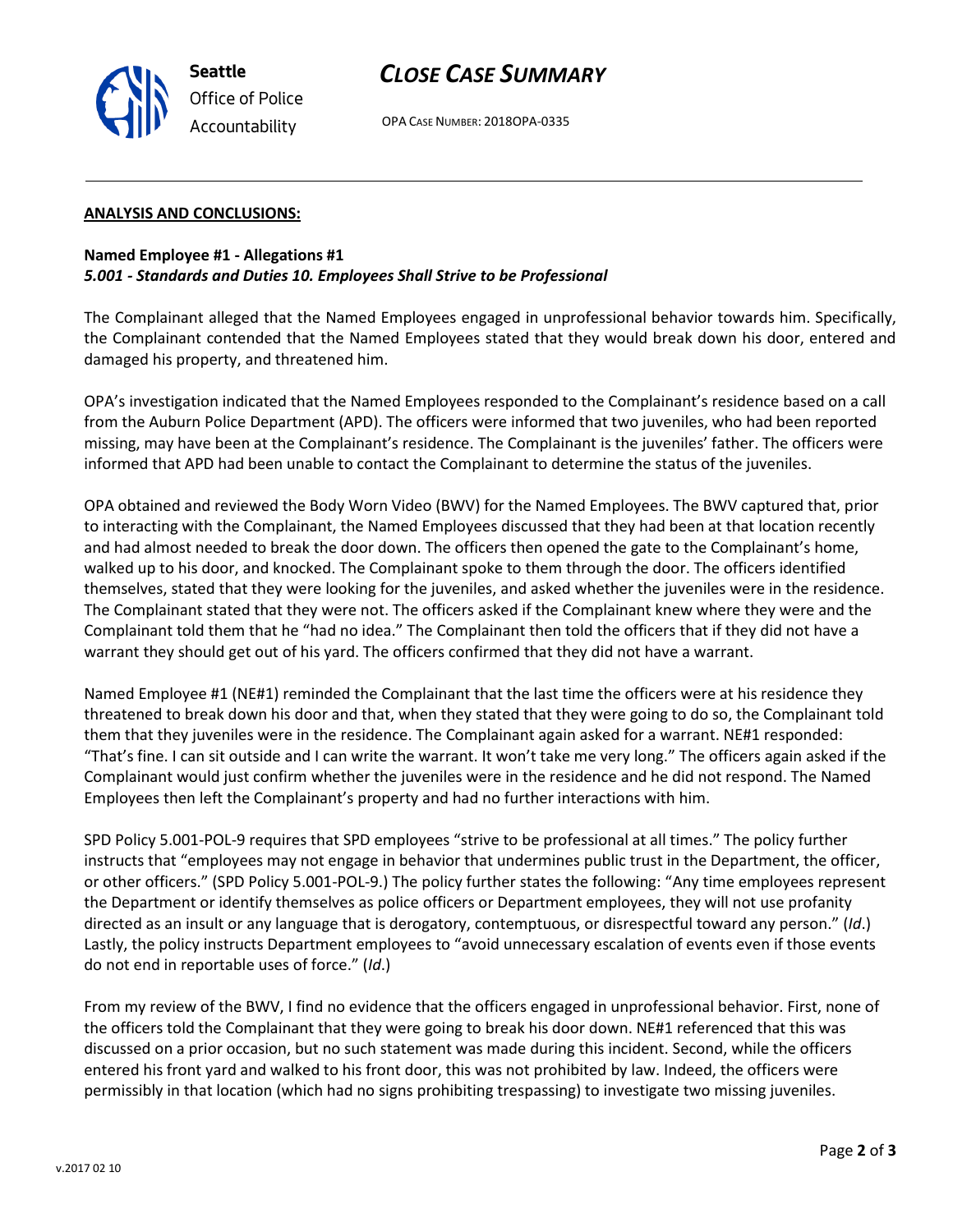**ANALYSIS AND CONCLUSIONS:**

**Named Employee #1 - Allegations #1**
***5.001 - Standards and Duties 10. Employees Shall Strive to be Professional***

The Complainant alleged that the Named Employees engaged in unprofessional behavior towards him. Specifically, the Complainant contended that the Named Employees stated that they would break down his door, entered and damaged his property, and threatened him.

OPA's investigation indicated that the Named Employees responded to the Complainant's residence based on a call from the Auburn Police Department (APD). The officers were informed that two juveniles, who had been reported missing, may have been at the Complainant's residence. The Complainant is the juveniles' father. The officers were informed that APD had been unable to contact the Complainant to determine the status of the juveniles.

OPA obtained and reviewed the Body Worn Video (BWV) for the Named Employees. The BWV captured that, prior to interacting with the Complainant, the Named Employees discussed that they had been at that location recently and had almost needed to break the door down. The officers then opened the gate to the Complainant's home, walked up to his door, and knocked. The Complainant spoke to them through the door. The officers identified themselves, stated that they were looking for the juveniles, and asked whether the juveniles were in the residence. The Complainant stated that they were not. The officers asked if the Complainant knew where they were and the Complainant told them that he "had no idea." The Complainant then told the officers that if they did not have a warrant they should get out of his yard. The officers confirmed that they did not have a warrant.

Named Employee #1 (NE#1) reminded the Complainant that the last time the officers were at his residence they threatened to break down his door and that, when they stated that they were going to do so, the Complainant told them that they juveniles were in the residence. The Complainant again asked for a warrant. NE#1 responded: "That's fine. I can sit outside and I can write the warrant. It won't take me very long." The officers again asked if the Complainant would just confirm whether the juveniles were in the residence and he did not respond. The Named Employees then left the Complainant's property and had no further interactions with him.

SPD Policy 5.001-POL-9 requires that SPD employees "strive to be professional at all times." The policy further instructs that "employees may not engage in behavior that undermines public trust in the Department, the officer, or other officers." (SPD Policy 5.001-POL-9.) The policy further states the following: "Any time employees represent the Department or identify themselves as police officers or Department employees, they will not use profanity directed as an insult or any language that is derogatory, contemptuous, or disrespectful toward any person." (*Id*.) Lastly, the policy instructs Department employees to "avoid unnecessary escalation of events even if those events do not end in reportable uses of force." (*Id*.)

From my review of the BWV, I find no evidence that the officers engaged in unprofessional behavior. First, none of the officers told the Complainant that they were going to break his door down. NE#1 referenced that this was discussed on a prior occasion, but no such statement was made during this incident. Second, while the officers entered his front yard and walked to his front door, this was not prohibited by law. Indeed, the officers were permissibly in that location (which had no signs prohibiting trespassing) to investigate two missing juveniles.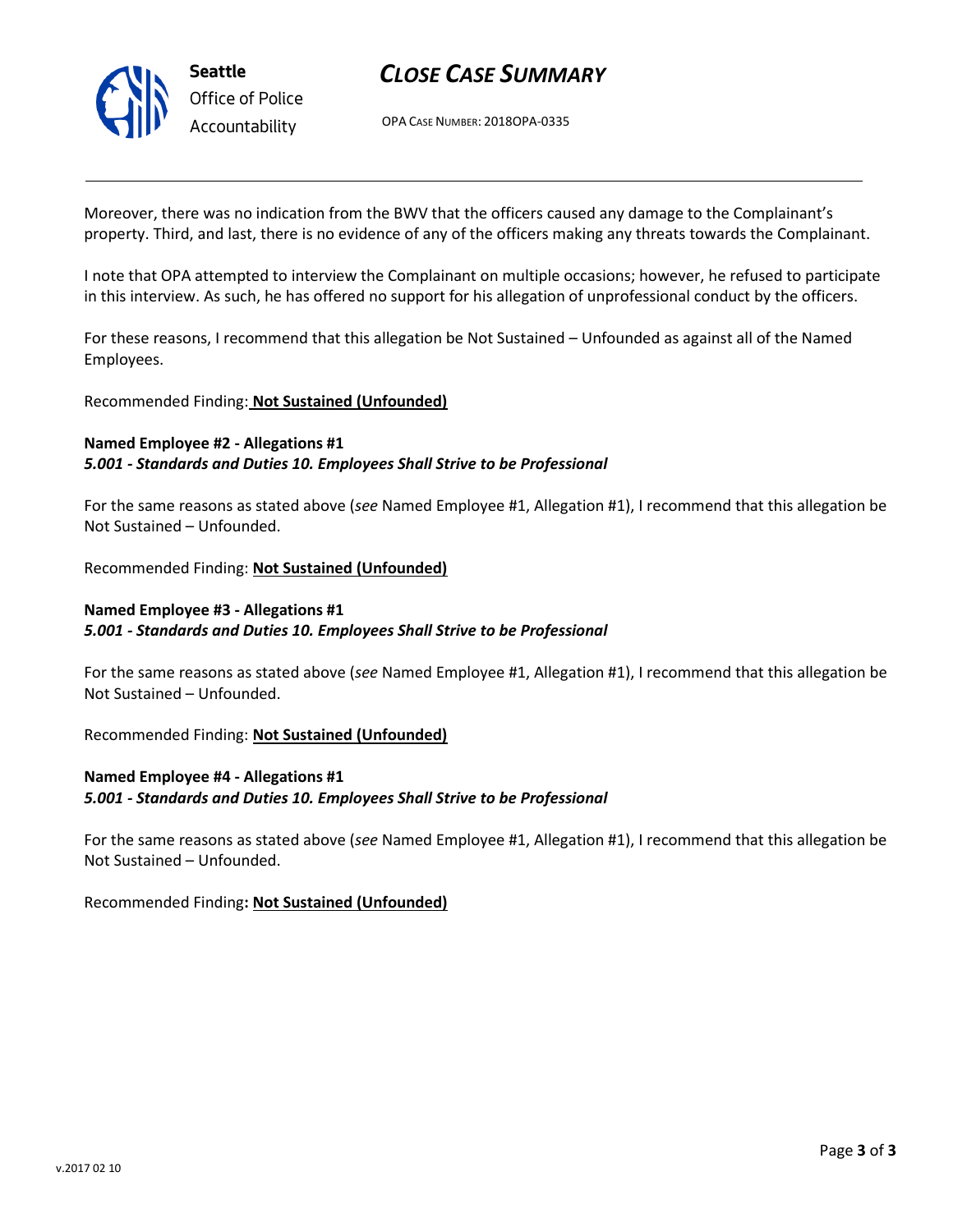Moreover, there was no indication from the BWV that the officers caused any damage to the Complainant's property. Third, and last, there is no evidence of any of the officers making any threats towards the Complainant.

I note that OPA attempted to interview the Complainant on multiple occasions; however, he refused to participate in this interview. As such, he has offered no support for his allegation of unprofessional conduct by the officers.

For these reasons, I recommend that this allegation be Not Sustained – Unfounded as against all of the Named Employees.

Recommended Finding: **Not Sustained (Unfounded)**

**Named Employee #2 - Allegations #1**
***5.001 - Standards and Duties 10. Employees Shall Strive to be Professional***

For the same reasons as stated above (*see* Named Employee #1, Allegation #1), I recommend that this allegation be Not Sustained – Unfounded.

Recommended Finding: **Not Sustained (Unfounded)**

**Named Employee #3 - Allegations #1**
***5.001 - Standards and Duties 10. Employees Shall Strive to be Professional***

For the same reasons as stated above (*see* Named Employee #1, Allegation #1), I recommend that this allegation be Not Sustained – Unfounded.

Recommended Finding: **Not Sustained (Unfounded)**

**Named Employee #4 - Allegations #1**
***5.001 - Standards and Duties 10. Employees Shall Strive to be Professional***

For the same reasons as stated above (*see* Named Employee #1, Allegation #1), I recommend that this allegation be Not Sustained – Unfounded.

Recommended Finding**: Not Sustained (Unfounded)**